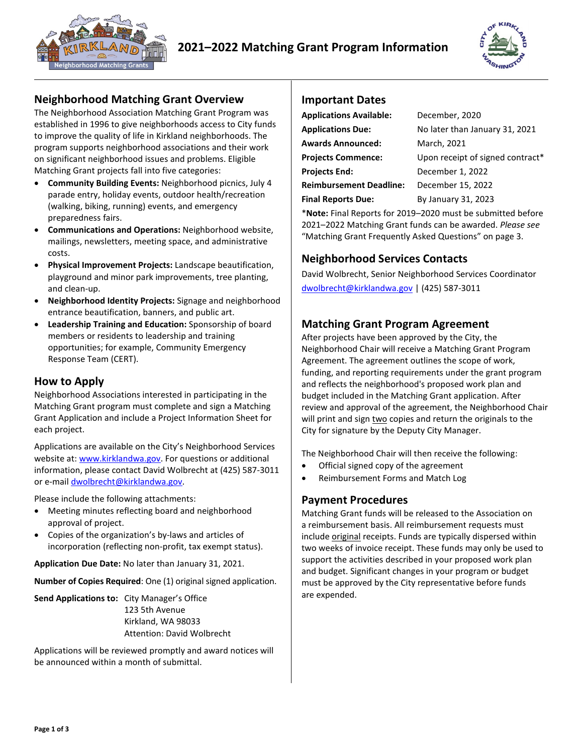# 2021–2022 Matching Grant Program Information

## Neighborhood Matching Grant Overview

The Neighborhood Association Matching Grant Program was established in 1996 to give neighborhoods access to City funds to improve the quality of life in Kirkland neighborhoods. The program supports neighborhood associations and their work on significant neighborhood issues and problems. Eligible Matching Grant projects fall into five categories:

- **Community Building Events:** Neighborhood picnics, July 4 parade entry, holiday events, outdoor health/recreation (walking, biking, running) events, and emergency preparedness fairs.
- **Communications and Operations:** Neighborhood website, mailings, newsletters, meeting space, and administrative costs.
- **Physical Improvement Projects:** Landscape beautification, playground and minor park improvements, tree planting, and clean-up.
- **Neighborhood Identity Projects:** Signage and neighborhood entrance beautification, banners, and public art.
- **Leadership Training and Education:** Sponsorship of board members or residents to leadership and training opportunities; for example, Community Emergency Response Team (CERT).

## How to Apply

Neighborhood Associations interested in participating in the Matching Grant program must complete and sign a Matching Grant Application and include a Project Information Sheet for each project.

Applications are available on the City's Neighborhood Services website at: www.kirklandwa.gov. For questions or additional information, please contact David Wolbrecht at (425) 587-3011 or e-mail dwolbrecht@kirklandwa.gov.

Please include the following attachments:

- Meeting minutes reflecting board and neighborhood approval of project.
- Copies of the organization's by-laws and articles of incorporation (reflecting non-profit, tax exempt status).

**Application Due Date:** No later than January 31, 2021.

**Number of Copies Required**: One (1) original signed application.

**Send Applications to:** City Manager's Office
123 5th Avenue
Kirkland, WA 98033
Attention: David Wolbrecht

Applications will be reviewed promptly and award notices will be announced within a month of submittal.

## Important Dates

| | |
|---|---|
| **Applications Available:** | December, 2020 |
| **Applications Due:** | No later than January 31, 2021 |
| **Awards Announced:** | March, 2021 |
| **Projects Commence:** | Upon receipt of signed contract* |
| **Projects End:** | December 1, 2022 |
| **Reimbursement Deadline:** | December 15, 2022 |
| **Final Reports Due:** | By January 31, 2023 |

\***Note:** Final Reports for 2019–2020 must be submitted before 2021–2022 Matching Grant funds can be awarded. *Please see* "Matching Grant Frequently Asked Questions" on page 3.

## Neighborhood Services Contacts

David Wolbrecht, Senior Neighborhood Services Coordinator
dwolbrecht@kirklandwa.gov | (425) 587-3011

## Matching Grant Program Agreement

After projects have been approved by the City, the Neighborhood Chair will receive a Matching Grant Program Agreement. The agreement outlines the scope of work, funding, and reporting requirements under the grant program and reflects the neighborhood's proposed work plan and budget included in the Matching Grant application. After review and approval of the agreement, the Neighborhood Chair will print and sign two copies and return the originals to the City for signature by the Deputy City Manager.

The Neighborhood Chair will then receive the following:

- Official signed copy of the agreement
- Reimbursement Forms and Match Log

## Payment Procedures

Matching Grant funds will be released to the Association on a reimbursement basis. All reimbursement requests must include original receipts. Funds are typically dispersed within two weeks of invoice receipt. These funds may only be used to support the activities described in your proposed work plan and budget. Significant changes in your program or budget must be approved by the City representative before funds are expended.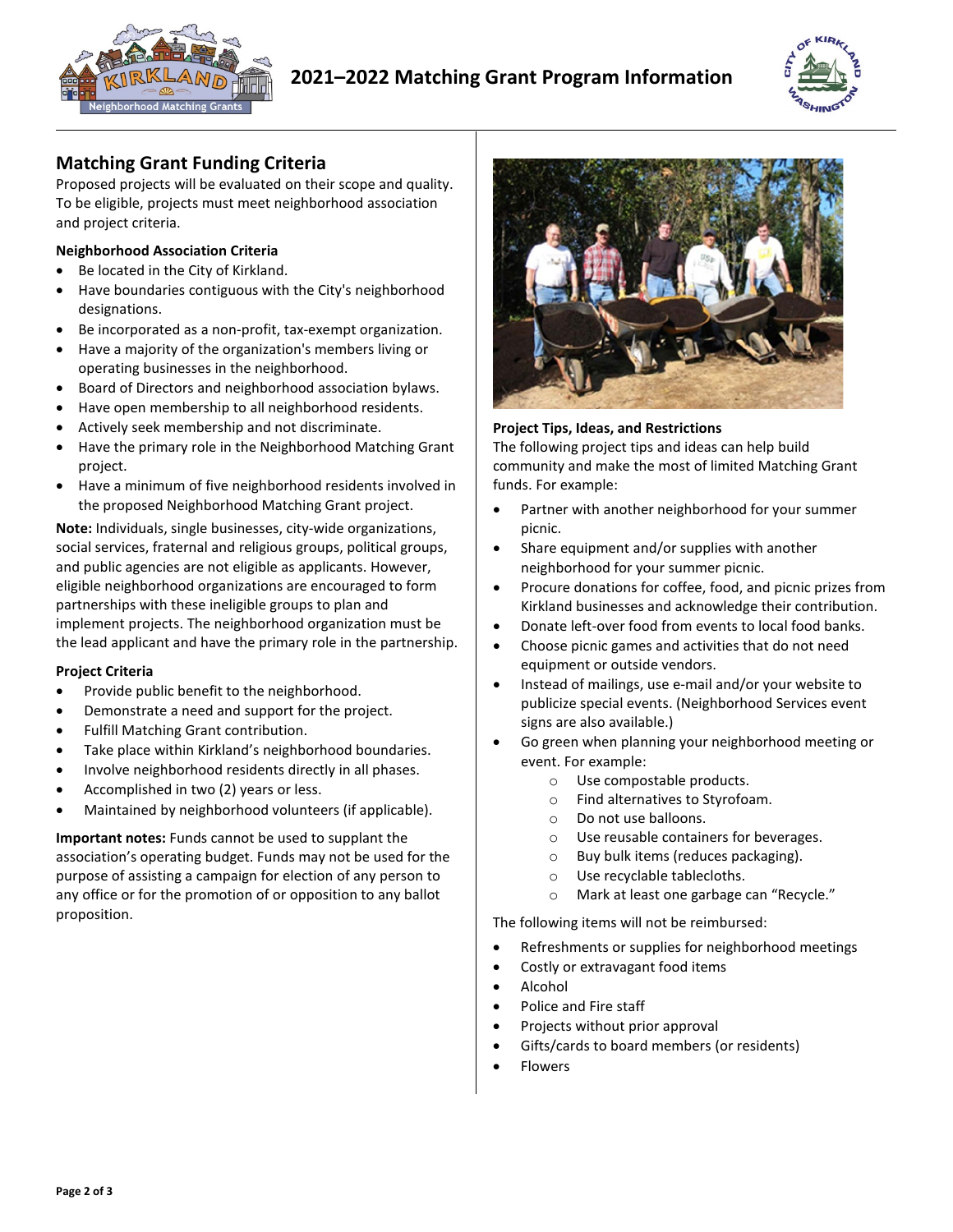# 2021–2022 Matching Grant Program Information

## Matching Grant Funding Criteria

Proposed projects will be evaluated on their scope and quality. To be eligible, projects must meet neighborhood association and project criteria.

### Neighborhood Association Criteria

- Be located in the City of Kirkland.
- Have boundaries contiguous with the City's neighborhood designations.
- Be incorporated as a non-profit, tax-exempt organization.
- Have a majority of the organization's members living or operating businesses in the neighborhood.
- Board of Directors and neighborhood association bylaws.
- Have open membership to all neighborhood residents.
- Actively seek membership and not discriminate.
- Have the primary role in the Neighborhood Matching Grant project.
- Have a minimum of five neighborhood residents involved in the proposed Neighborhood Matching Grant project.

**Note:** Individuals, single businesses, city-wide organizations, social services, fraternal and religious groups, political groups, and public agencies are not eligible as applicants. However, eligible neighborhood organizations are encouraged to form partnerships with these ineligible groups to plan and implement projects. The neighborhood organization must be the lead applicant and have the primary role in the partnership.

### Project Criteria

- Provide public benefit to the neighborhood.
- Demonstrate a need and support for the project.
- Fulfill Matching Grant contribution.
- Take place within Kirkland's neighborhood boundaries.
- Involve neighborhood residents directly in all phases.
- Accomplished in two (2) years or less.
- Maintained by neighborhood volunteers (if applicable).

**Important notes:** Funds cannot be used to supplant the association's operating budget. Funds may not be used for the purpose of assisting a campaign for election of any person to any office or for the promotion of or opposition to any ballot proposition.

### Project Tips, Ideas, and Restrictions

The following project tips and ideas can help build community and make the most of limited Matching Grant funds. For example:

- Partner with another neighborhood for your summer picnic.
- Share equipment and/or supplies with another neighborhood for your summer picnic.
- Procure donations for coffee, food, and picnic prizes from Kirkland businesses and acknowledge their contribution.
- Donate left-over food from events to local food banks.
- Choose picnic games and activities that do not need equipment or outside vendors.
- Instead of mailings, use e-mail and/or your website to publicize special events. (Neighborhood Services event signs are also available.)
- Go green when planning your neighborhood meeting or event. For example:
  - Use compostable products.
  - Find alternatives to Styrofoam.
  - Do not use balloons.
  - Use reusable containers for beverages.
  - Buy bulk items (reduces packaging).
  - Use recyclable tablecloths.
  - Mark at least one garbage can "Recycle."

The following items will not be reimbursed:

- Refreshments or supplies for neighborhood meetings
- Costly or extravagant food items
- Alcohol
- Police and Fire staff
- Projects without prior approval
- Gifts/cards to board members (or residents)
- Flowers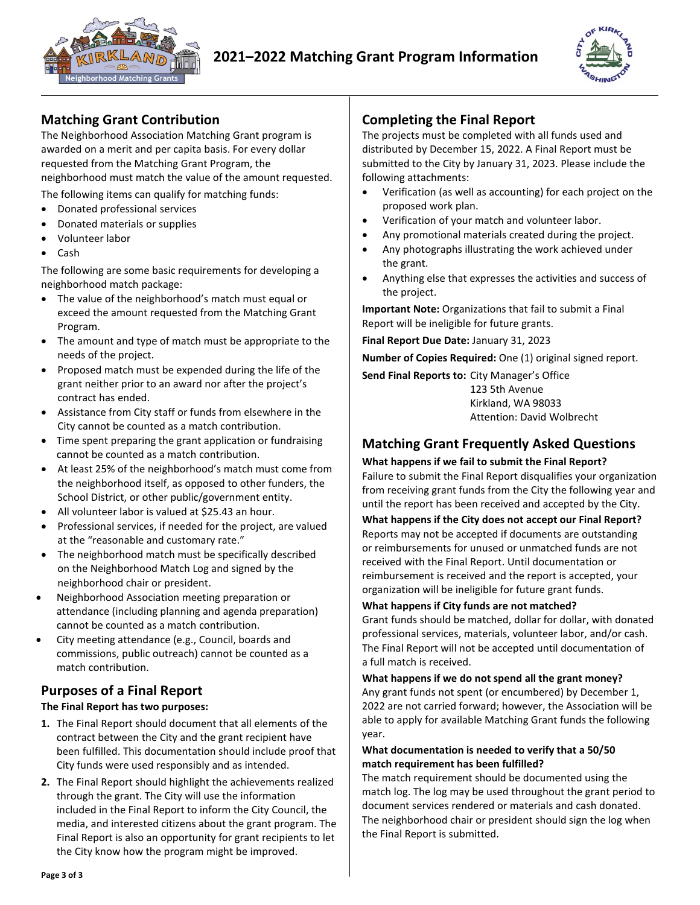# 2021–2022 Matching Grant Program Information

## Matching Grant Contribution

The Neighborhood Association Matching Grant program is awarded on a merit and per capita basis. For every dollar requested from the Matching Grant Program, the neighborhood must match the value of the amount requested.

The following items can qualify for matching funds:

- Donated professional services
- Donated materials or supplies
- Volunteer labor
- Cash

The following are some basic requirements for developing a neighborhood match package:

- The value of the neighborhood's match must equal or exceed the amount requested from the Matching Grant Program.
- The amount and type of match must be appropriate to the needs of the project.
- Proposed match must be expended during the life of the grant neither prior to an award nor after the project's contract has ended.
- Assistance from City staff or funds from elsewhere in the City cannot be counted as a match contribution.
- Time spent preparing the grant application or fundraising cannot be counted as a match contribution.
- At least 25% of the neighborhood's match must come from the neighborhood itself, as opposed to other funders, the School District, or other public/government entity.
- All volunteer labor is valued at $25.43 an hour.
- Professional services, if needed for the project, are valued at the "reasonable and customary rate."
- The neighborhood match must be specifically described on the Neighborhood Match Log and signed by the neighborhood chair or president.
- Neighborhood Association meeting preparation or attendance (including planning and agenda preparation) cannot be counted as a match contribution.
- City meeting attendance (e.g., Council, boards and commissions, public outreach) cannot be counted as a match contribution.

## Purposes of a Final Report

**The Final Report has two purposes:**

1. The Final Report should document that all elements of the contract between the City and the grant recipient have been fulfilled. This documentation should include proof that City funds were used responsibly and as intended.
2. The Final Report should highlight the achievements realized through the grant. The City will use the information included in the Final Report to inform the City Council, the media, and interested citizens about the grant program. The Final Report is also an opportunity for grant recipients to let the City know how the program might be improved.

## Completing the Final Report

The projects must be completed with all funds used and distributed by December 15, 2022. A Final Report must be submitted to the City by January 31, 2023. Please include the following attachments:

- Verification (as well as accounting) for each project on the proposed work plan.
- Verification of your match and volunteer labor.
- Any promotional materials created during the project.
- Any photographs illustrating the work achieved under the grant.
- Anything else that expresses the activities and success of the project.

**Important Note:** Organizations that fail to submit a Final Report will be ineligible for future grants.

**Final Report Due Date:** January 31, 2023

**Number of Copies Required:** One (1) original signed report.

**Send Final Reports to:** City Manager's Office
123 5th Avenue
Kirkland, WA 98033
Attention: David Wolbrecht

## Matching Grant Frequently Asked Questions

**What happens if we fail to submit the Final Report?**

Failure to submit the Final Report disqualifies your organization from receiving grant funds from the City the following year and until the report has been received and accepted by the City.

**What happens if the City does not accept our Final Report?**

Reports may not be accepted if documents are outstanding or reimbursements for unused or unmatched funds are not received with the Final Report. Until documentation or reimbursement is received and the report is accepted, your organization will be ineligible for future grant funds.

**What happens if City funds are not matched?**

Grant funds should be matched, dollar for dollar, with donated professional services, materials, volunteer labor, and/or cash. The Final Report will not be accepted until documentation of a full match is received.

**What happens if we do not spend all the grant money?**

Any grant funds not spent (or encumbered) by December 1, 2022 are not carried forward; however, the Association will be able to apply for available Matching Grant funds the following year.

**What documentation is needed to verify that a 50/50 match requirement has been fulfilled?**

The match requirement should be documented using the match log. The log may be used throughout the grant period to document services rendered or materials and cash donated. The neighborhood chair or president should sign the log when the Final Report is submitted.